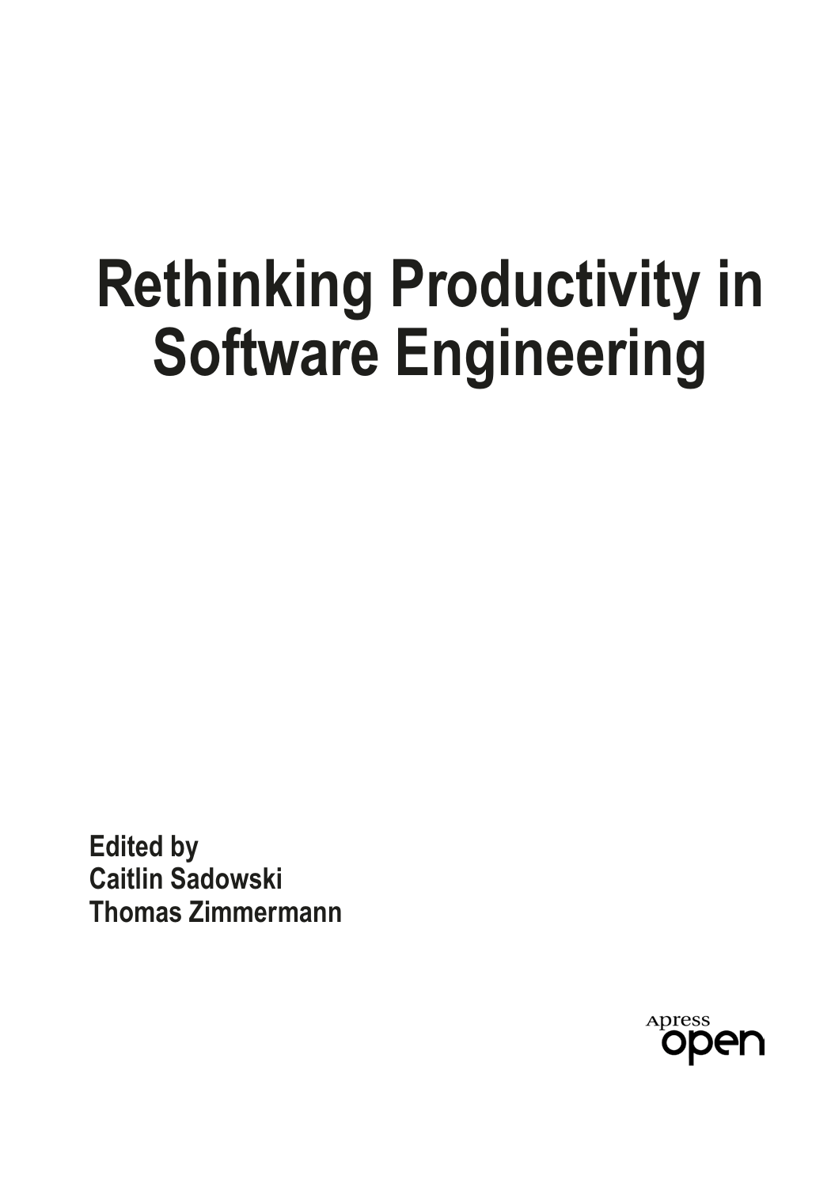# Rethinking Productivity in Software Engineering

Edited by
Caitlin Sadowski
Thomas Zimmermann

Apress open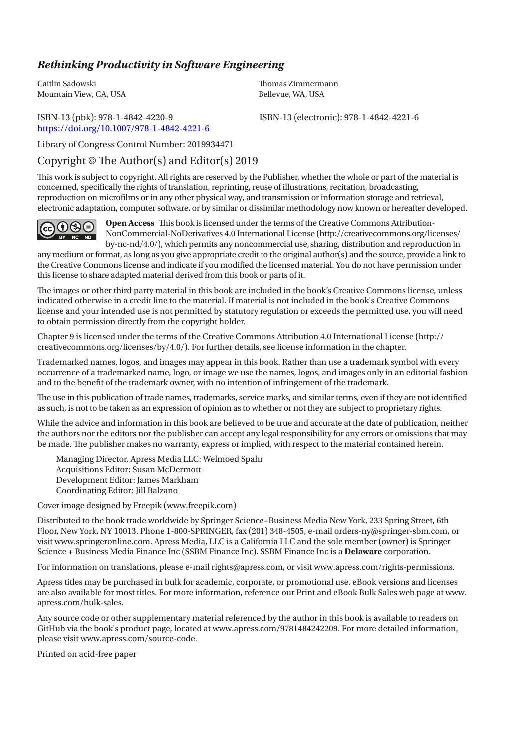*Rethinking Productivity in Software Engineering*

Caitlin Sadowski
Mountain View, CA, USA

Thomas Zimmermann
Bellevue, WA, USA

ISBN-13 (pbk): 978-1-4842-4220-9
ISBN-13 (electronic): 978-1-4842-4221-6
https://doi.org/10.1007/978-1-4842-4221-6

Library of Congress Control Number: 2019934471

Copyright © The Author(s) and Editor(s) 2019

This work is subject to copyright. All rights are reserved by the Publisher, whether the whole or part of the material is concerned, specifically the rights of translation, reprinting, reuse of illustrations, recitation, broadcasting, reproduction on microfilms or in any other physical way, and transmission or information storage and retrieval, electronic adaptation, computer software, or by similar or dissimilar methodology now known or hereafter developed.

**Open Access** This book is licensed under the terms of the Creative Commons Attribution-NonCommercial-NoDerivatives 4.0 International License (http://creativecommons.org/licenses/by-nc-nd/4.0/), which permits any noncommercial use, sharing, distribution and reproduction in any medium or format, as long as you give appropriate credit to the original author(s) and the source, provide a link to the Creative Commons license and indicate if you modified the licensed material. You do not have permission under this license to share adapted material derived from this book or parts of it.

The images or other third party material in this book are included in the book's Creative Commons license, unless indicated otherwise in a credit line to the material. If material is not included in the book's Creative Commons license and your intended use is not permitted by statutory regulation or exceeds the permitted use, you will need to obtain permission directly from the copyright holder.

Chapter 9 is licensed under the terms of the Creative Commons Attribution 4.0 International License (http://creativecommons.org/licenses/by/4.0/). For further details, see license information in the chapter.

Trademarked names, logos, and images may appear in this book. Rather than use a trademark symbol with every occurrence of a trademarked name, logo, or image we use the names, logos, and images only in an editorial fashion and to the benefit of the trademark owner, with no intention of infringement of the trademark.

The use in this publication of trade names, trademarks, service marks, and similar terms, even if they are not identified as such, is not to be taken as an expression of opinion as to whether or not they are subject to proprietary rights.

While the advice and information in this book are believed to be true and accurate at the date of publication, neither the authors nor the editors nor the publisher can accept any legal responsibility for any errors or omissions that may be made. The publisher makes no warranty, express or implied, with respect to the material contained herein.

Managing Director, Apress Media LLC: Welmoed Spahr
Acquisitions Editor: Susan McDermott
Development Editor: James Markham
Coordinating Editor: Jill Balzano

Cover image designed by Freepik (www.freepik.com)

Distributed to the book trade worldwide by Springer Science+Business Media New York, 233 Spring Street, 6th Floor, New York, NY 10013. Phone 1-800-SPRINGER, fax (201) 348-4505, e-mail orders-ny@springer-sbm.com, or visit www.springeronline.com. Apress Media, LLC is a California LLC and the sole member (owner) is Springer Science + Business Media Finance Inc (SSBM Finance Inc). SSBM Finance Inc is a **Delaware** corporation.

For information on translations, please e-mail rights@apress.com, or visit www.apress.com/rights-permissions.

Apress titles may be purchased in bulk for academic, corporate, or promotional use. eBook versions and licenses are also available for most titles. For more information, reference our Print and eBook Bulk Sales web page at www.apress.com/bulk-sales.

Any source code or other supplementary material referenced by the author in this book is available to readers on GitHub via the book's product page, located at www.apress.com/9781484242209. For more detailed information, please visit www.apress.com/source-code.

Printed on acid-free paper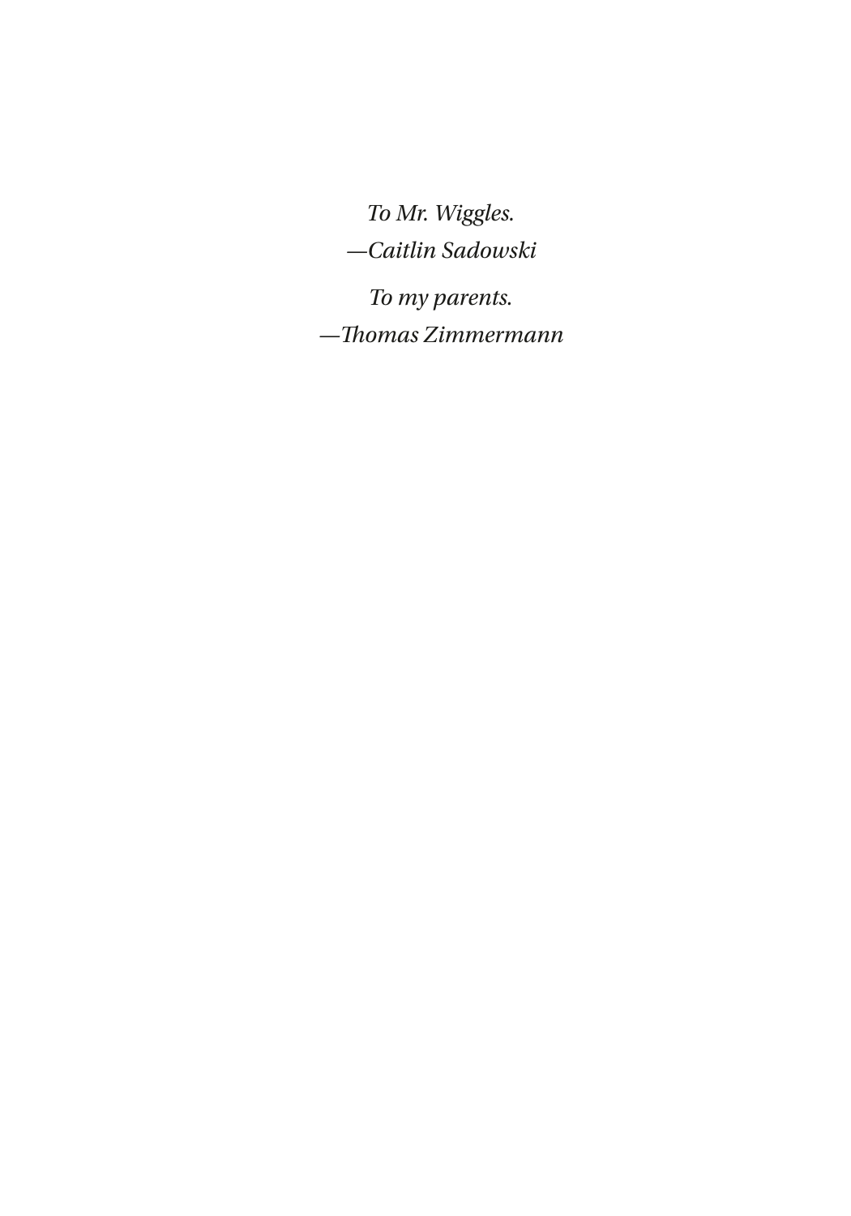*To Mr. Wiggles.*

*—Caitlin Sadowski*

*To my parents.*

*—Thomas Zimmermann*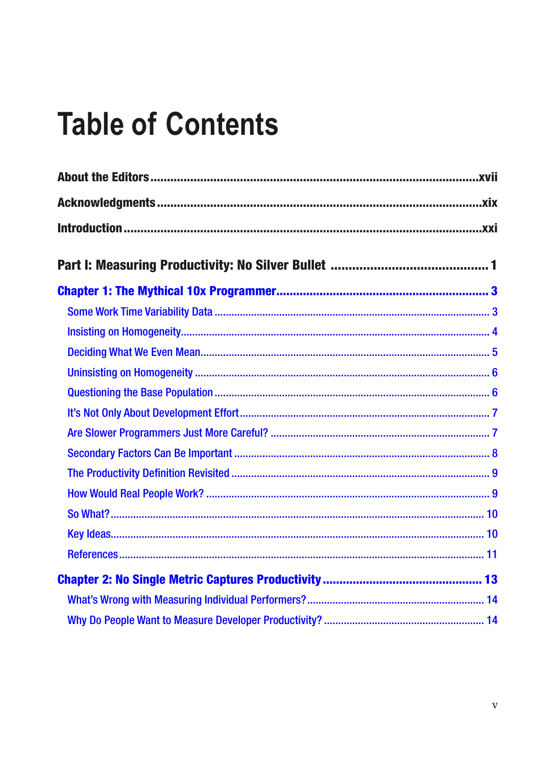# Table of Contents

**About the Editors** ........................................................................................ xvii

**Acknowledgments** ........................................................................................ xix

**Introduction** ................................................................................................ xxi

**Part I: Measuring Productivity: No Silver Bullet** ........................................... 1

**Chapter 1: The Mythical 10x Programmer** ...................................................... 3

- Some Work Time Variability Data ..................................................................... 3
- Insisting on Homogeneity ................................................................................. 4
- Deciding What We Even Mean .......................................................................... 5
- Uninsisting on Homogeneity ............................................................................. 6
- Questioning the Base Population ...................................................................... 6
- It's Not Only About Development Effort ........................................................... 7
- Are Slower Programmers Just More Careful? .................................................... 7
- Secondary Factors Can Be Important ................................................................ 8
- The Productivity Definition Revisited ................................................................. 9
- How Would Real People Work? ......................................................................... 9
- So What? ....................................................................................................... 10
- Key Ideas ....................................................................................................... 10
- References ..................................................................................................... 11

**Chapter 2: No Single Metric Captures Productivity** ........................................ 13

- What's Wrong with Measuring Individual Performers? ..................................... 14
- Why Do People Want to Measure Developer Productivity? ............................... 14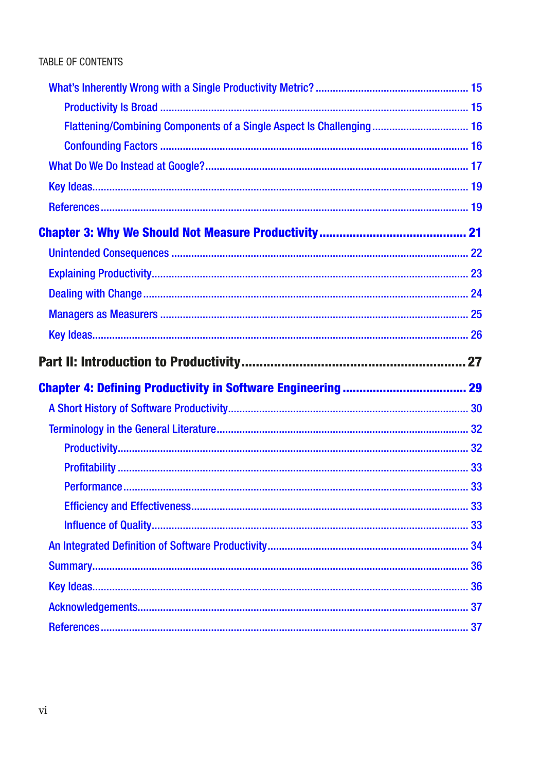What's Inherently Wrong with a Single Productivity Metric? ..................... 15

- Productivity Is Broad ..................... 15
- Flattening/Combining Components of a Single Aspect Is Challenging ..................... 16
- Confounding Factors ..................... 16

What Do We Do Instead at Google? ..................... 17

Key Ideas ..................... 19

References ..................... 19

**Chapter 3: Why We Should Not Measure Productivity ..................... 21**

Unintended Consequences ..................... 22

Explaining Productivity ..................... 23

Dealing with Change ..................... 24

Managers as Measurers ..................... 25

Key Ideas ..................... 26

**Part II: Introduction to Productivity ..................... 27**

**Chapter 4: Defining Productivity in Software Engineering ..................... 29**

A Short History of Software Productivity ..................... 30

Terminology in the General Literature ..................... 32

- Productivity ..................... 32
- Profitability ..................... 33
- Performance ..................... 33
- Efficiency and Effectiveness ..................... 33
- Influence of Quality ..................... 33

An Integrated Definition of Software Productivity ..................... 34

Summary ..................... 36

Key Ideas ..................... 36

Acknowledgements ..................... 37

References ..................... 37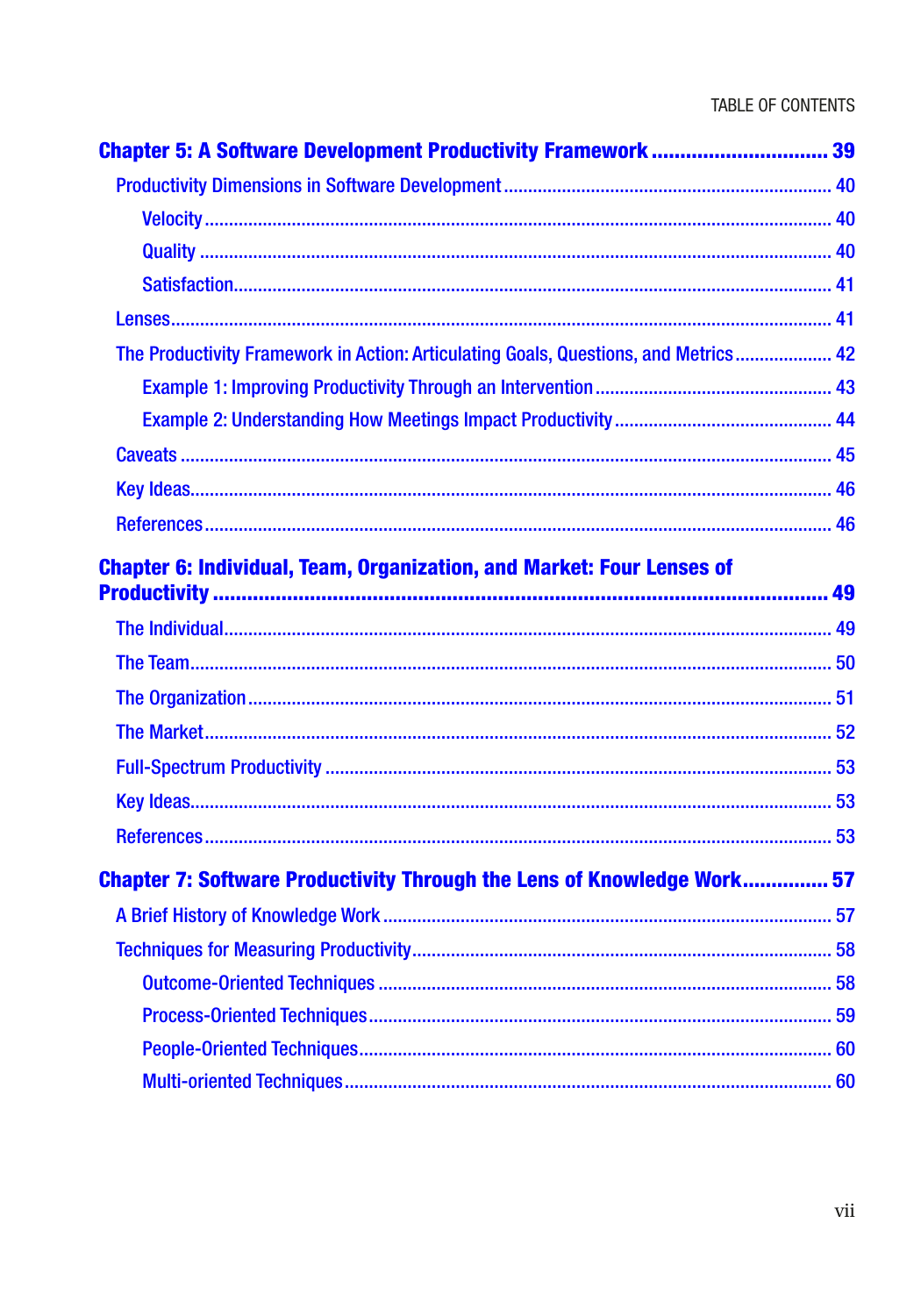**Chapter 5: A Software Development Productivity Framework .............................. 39**

- Productivity Dimensions in Software Development ........................................ 40
  - Velocity ........................................................................................ 40
  - Quality ......................................................................................... 40
  - Satisfaction ................................................................................... 41
- Lenses ............................................................................................. 41
- The Productivity Framework in Action: Articulating Goals, Questions, and Metrics .................... 42
  - Example 1: Improving Productivity Through an Intervention ................................ 43
  - Example 2: Understanding How Meetings Impact Productivity ............................. 44
- Caveats ............................................................................................ 45
- Key Ideas .......................................................................................... 46
- References ........................................................................................ 46

**Chapter 6: Individual, Team, Organization, and Market: Four Lenses of Productivity ........................................................................................ 49**

- The Individual .................................................................................... 49
- The Team .......................................................................................... 50
- The Organization ................................................................................ 51
- The Market ........................................................................................ 52
- Full-Spectrum Productivity ................................................................... 53
- Key Ideas .......................................................................................... 53
- References ........................................................................................ 53

**Chapter 7: Software Productivity Through the Lens of Knowledge Work ............... 57**

- A Brief History of Knowledge Work ........................................................ 57
- Techniques for Measuring Productivity .................................................... 58
  - Outcome-Oriented Techniques ............................................................ 58
  - Process-Oriented Techniques .............................................................. 59
  - People-Oriented Techniques ............................................................... 60
  - Multi-oriented Techniques .................................................................. 60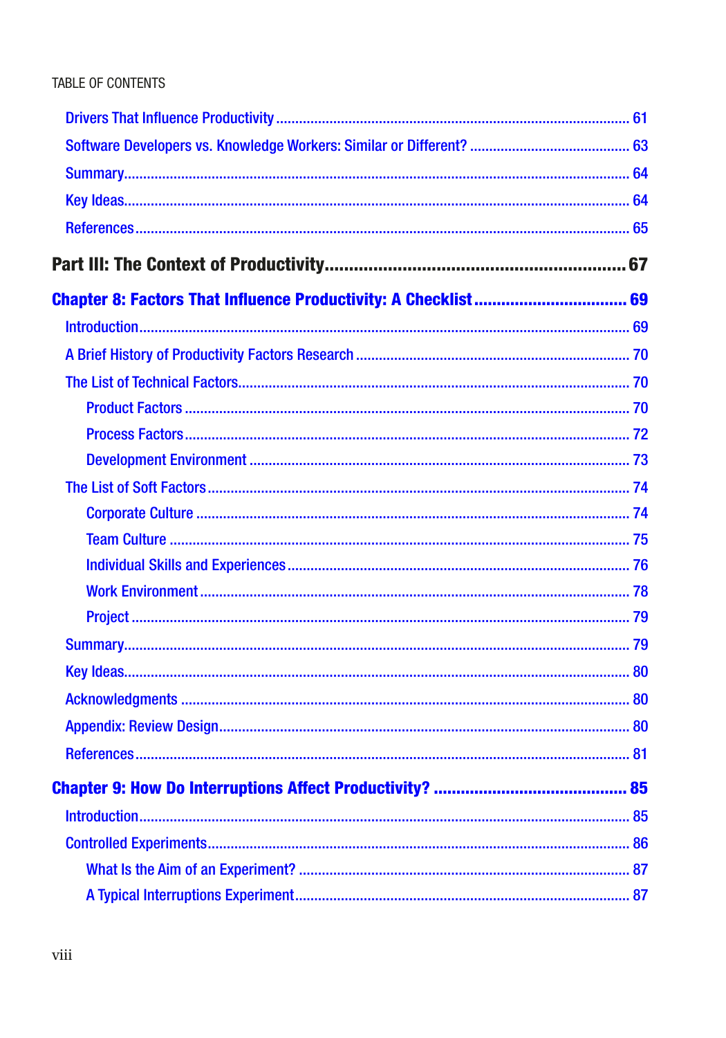TABLE OF CONTENTS

- Drivers That Influence Productivity ... 61
- Software Developers vs. Knowledge Workers: Similar or Different? ... 63
- Summary ... 64
- Key Ideas ... 64
- References ... 65

**Part III: The Context of Productivity ... 67**

**Chapter 8: Factors That Influence Productivity: A Checklist ... 69**

- Introduction ... 69
- A Brief History of Productivity Factors Research ... 70
- The List of Technical Factors ... 70
  - Product Factors ... 70
  - Process Factors ... 72
  - Development Environment ... 73
- The List of Soft Factors ... 74
  - Corporate Culture ... 74
  - Team Culture ... 75
  - Individual Skills and Experiences ... 76
  - Work Environment ... 78
  - Project ... 79
- Summary ... 79
- Key Ideas ... 80
- Acknowledgments ... 80
- Appendix: Review Design ... 80
- References ... 81

**Chapter 9: How Do Interruptions Affect Productivity? ... 85**

- Introduction ... 85
- Controlled Experiments ... 86
  - What Is the Aim of an Experiment? ... 87
  - A Typical Interruptions Experiment ... 87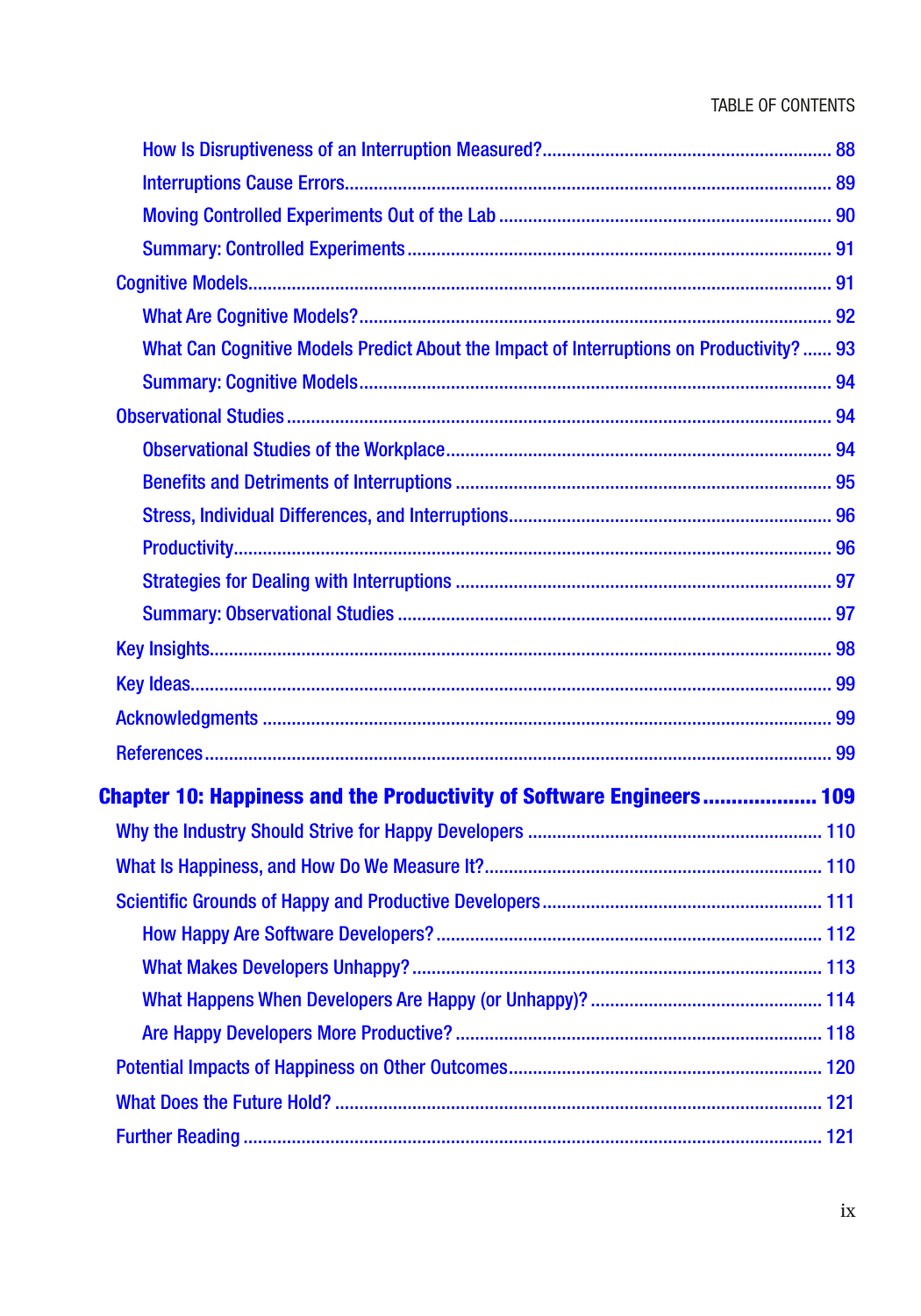- How Is Disruptiveness of an Interruption Measured? ... 88
- Interruptions Cause Errors ... 89
- Moving Controlled Experiments Out of the Lab ... 90
- Summary: Controlled Experiments ... 91

Cognitive Models ... 91

- What Are Cognitive Models? ... 92
- What Can Cognitive Models Predict About the Impact of Interruptions on Productivity? ... 93
- Summary: Cognitive Models ... 94

Observational Studies ... 94

- Observational Studies of the Workplace ... 94
- Benefits and Detriments of Interruptions ... 95
- Stress, Individual Differences, and Interruptions ... 96
- Productivity ... 96
- Strategies for Dealing with Interruptions ... 97
- Summary: Observational Studies ... 97

Key Insights ... 98

Key Ideas ... 99

Acknowledgments ... 99

References ... 99

**Chapter 10: Happiness and the Productivity of Software Engineers ... 109**

Why the Industry Should Strive for Happy Developers ... 110

What Is Happiness, and How Do We Measure It? ... 110

Scientific Grounds of Happy and Productive Developers ... 111

- How Happy Are Software Developers? ... 112
- What Makes Developers Unhappy? ... 113
- What Happens When Developers Are Happy (or Unhappy)? ... 114
- Are Happy Developers More Productive? ... 118

Potential Impacts of Happiness on Other Outcomes ... 120

What Does the Future Hold? ... 121

Further Reading ... 121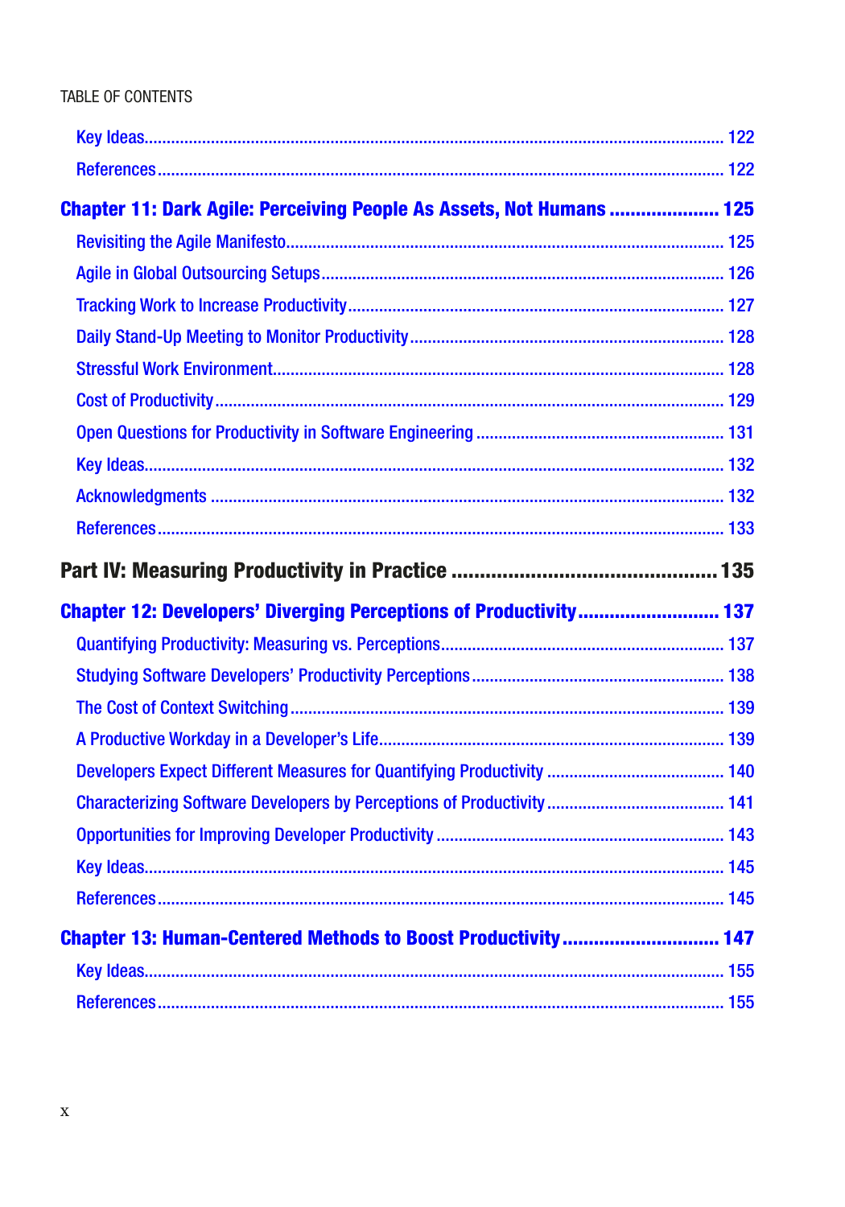Key Ideas ... 122

References ... 122

**Chapter 11: Dark Agile: Perceiving People As Assets, Not Humans ... 125**

Revisiting the Agile Manifesto ... 125

Agile in Global Outsourcing Setups ... 126

Tracking Work to Increase Productivity ... 127

Daily Stand-Up Meeting to Monitor Productivity ... 128

Stressful Work Environment ... 128

Cost of Productivity ... 129

Open Questions for Productivity in Software Engineering ... 131

Key Ideas ... 132

Acknowledgments ... 132

References ... 133

**Part IV: Measuring Productivity in Practice ... 135**

**Chapter 12: Developers' Diverging Perceptions of Productivity ... 137**

Quantifying Productivity: Measuring vs. Perceptions ... 137

Studying Software Developers' Productivity Perceptions ... 138

The Cost of Context Switching ... 139

A Productive Workday in a Developer's Life ... 139

Developers Expect Different Measures for Quantifying Productivity ... 140

Characterizing Software Developers by Perceptions of Productivity ... 141

Opportunities for Improving Developer Productivity ... 143

Key Ideas ... 145

References ... 145

**Chapter 13: Human-Centered Methods to Boost Productivity ... 147**

Key Ideas ... 155

References ... 155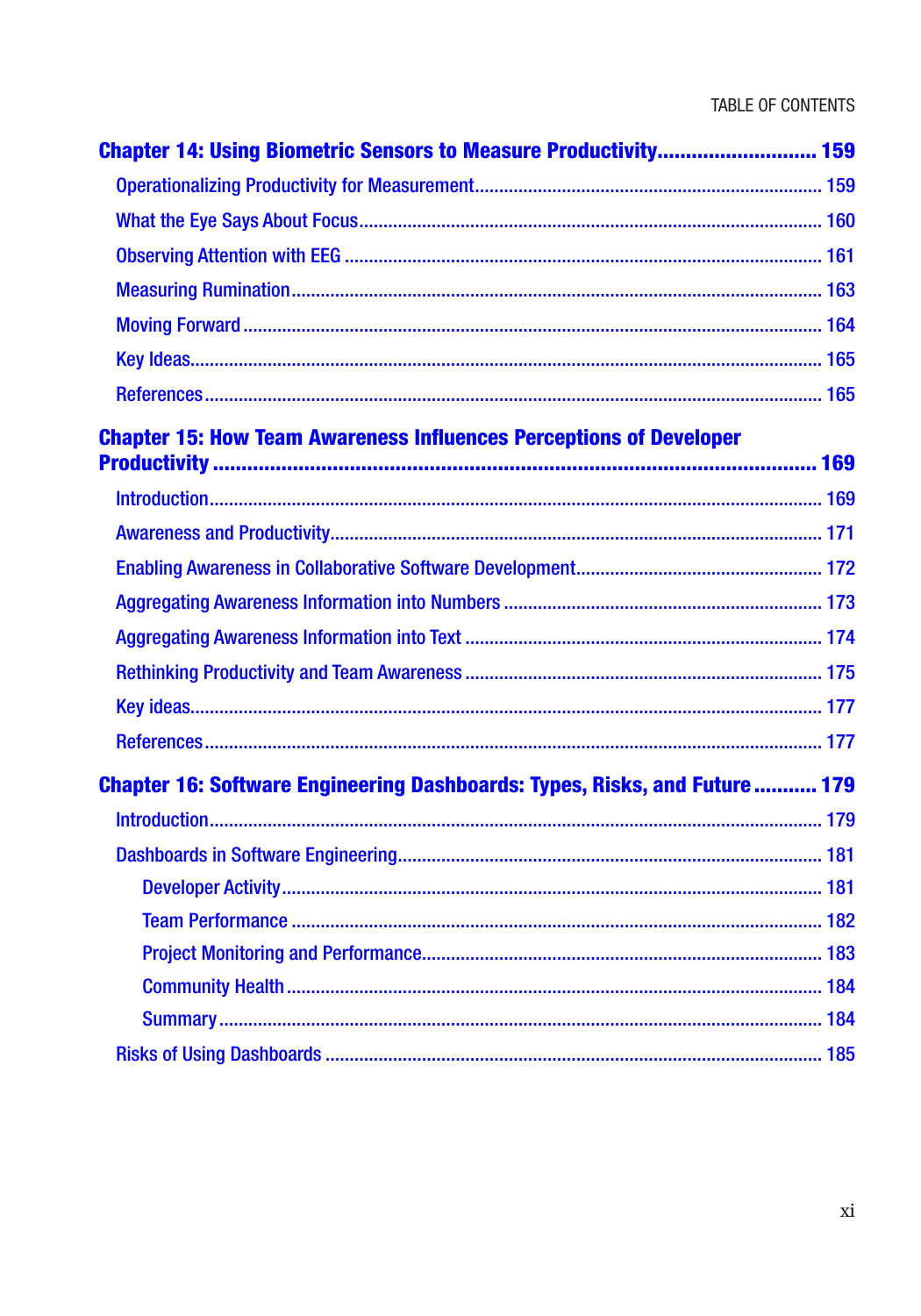**Chapter 14: Using Biometric Sensors to Measure Productivity............................ 159**

- Operationalizing Productivity for Measurement...................................................................... 159
- What the Eye Says About Focus............................................................................................... 160
- Observing Attention with EEG ................................................................................................. 161
- Measuring Rumination............................................................................................................. 163
- Moving Forward ...................................................................................................................... 164
- Key Ideas................................................................................................................................. 165
- References .............................................................................................................................. 165

**Chapter 15: How Team Awareness Influences Perceptions of Developer Productivity ............................................................................................................ 169**

- Introduction............................................................................................................................. 169
- Awareness and Productivity.................................................................................................... 171
- Enabling Awareness in Collaborative Software Development.................................................. 172
- Aggregating Awareness Information into Numbers ................................................................ 173
- Aggregating Awareness Information into Text ........................................................................ 174
- Rethinking Productivity and Team Awareness ........................................................................ 175
- Key ideas................................................................................................................................. 177
- References .............................................................................................................................. 177

**Chapter 16: Software Engineering Dashboards: Types, Risks, and Future ........... 179**

- Introduction............................................................................................................................. 179
- Dashboards in Software Engineering...................................................................................... 181
  - Developer Activity.............................................................................................................. 181
  - Team Performance ............................................................................................................ 182
  - Project Monitoring and Performance................................................................................. 183
  - Community Health ............................................................................................................. 184
  - Summary ........................................................................................................................... 184
- Risks of Using Dashboards .................................................................................................... 185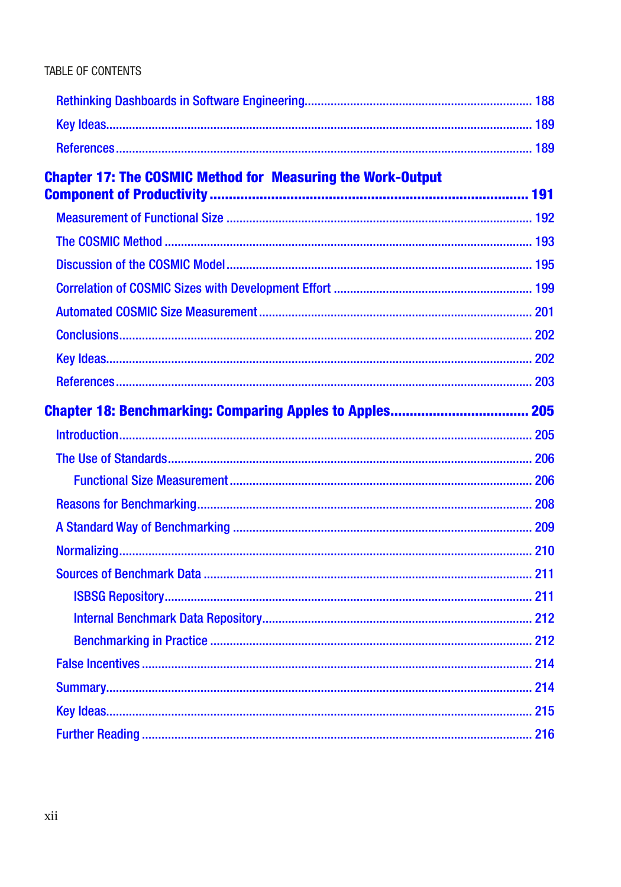Rethinking Dashboards in Software Engineering.......... 188

Key Ideas.......... 189

References.......... 189

**Chapter 17: The COSMIC Method for Measuring the Work-Output Component of Productivity.......... 191**

Measurement of Functional Size.......... 192

The COSMIC Method.......... 193

Discussion of the COSMIC Model.......... 195

Correlation of COSMIC Sizes with Development Effort.......... 199

Automated COSMIC Size Measurement.......... 201

Conclusions.......... 202

Key Ideas.......... 202

References.......... 203

**Chapter 18: Benchmarking: Comparing Apples to Apples.......... 205**

Introduction.......... 205

The Use of Standards.......... 206

  Functional Size Measurement.......... 206

Reasons for Benchmarking.......... 208

A Standard Way of Benchmarking.......... 209

Normalizing.......... 210

Sources of Benchmark Data.......... 211

  ISBSG Repository.......... 211

  Internal Benchmark Data Repository.......... 212

  Benchmarking in Practice.......... 212

False Incentives.......... 214

Summary.......... 214

Key Ideas.......... 215

Further Reading.......... 216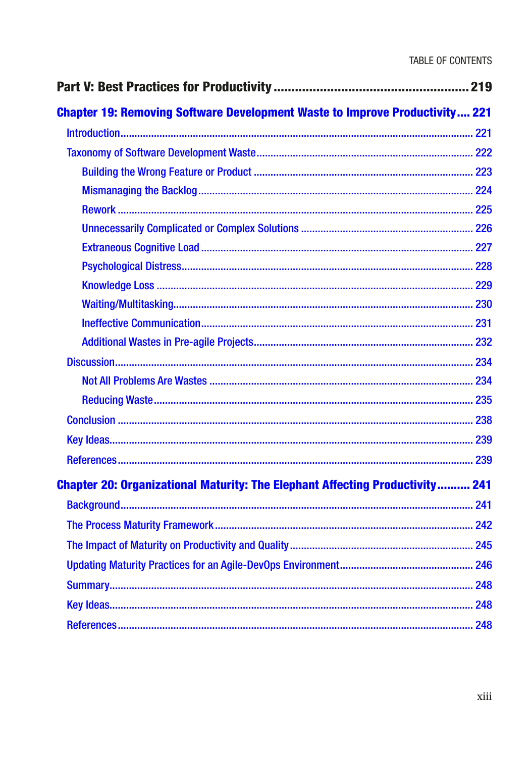**Part V: Best Practices for Productivity ........................................................ 219**

**Chapter 19: Removing Software Development Waste to Improve Productivity.... 221**

- Introduction.................................................................................................... 221
- Taxonomy of Software Development Waste..................................................... 222
  - Building the Wrong Feature or Product ...................................................... 223
  - Mismanaging the Backlog.......................................................................... 224
  - Rework ...................................................................................................... 225
  - Unnecessarily Complicated or Complex Solutions ...................................... 226
  - Extraneous Cognitive Load ........................................................................ 227
  - Psychological Distress................................................................................ 228
  - Knowledge Loss ......................................................................................... 229
  - Waiting/Multitasking................................................................................... 230
  - Ineffective Communication.......................................................................... 231
  - Additional Wastes in Pre-agile Projects....................................................... 232
- Discussion....................................................................................................... 234
  - Not All Problems Are Wastes ..................................................................... 234
  - Reducing Waste.......................................................................................... 235
- Conclusion ...................................................................................................... 238
- Key Ideas........................................................................................................ 239
- References....................................................................................................... 239

**Chapter 20: Organizational Maturity: The Elephant Affecting Productivity.......... 241**

- Background..................................................................................................... 241
- The Process Maturity Framework...................................................................... 242
- The Impact of Maturity on Productivity and Quality......................................... 245
- Updating Maturity Practices for an Agile-DevOps Environment......................... 246
- Summary......................................................................................................... 248
- Key Ideas........................................................................................................ 248
- References....................................................................................................... 248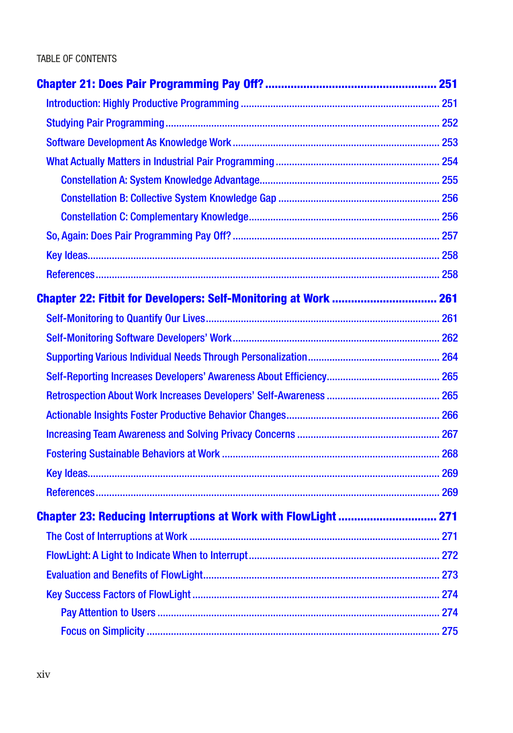- **Chapter 21: Does Pair Programming Pay Off? ... 251**
  - Introduction: Highly Productive Programming ... 251
  - Studying Pair Programming ... 252
  - Software Development As Knowledge Work ... 253
  - What Actually Matters in Industrial Pair Programming ... 254
    - Constellation A: System Knowledge Advantage ... 255
    - Constellation B: Collective System Knowledge Gap ... 256
    - Constellation C: Complementary Knowledge ... 256
  - So, Again: Does Pair Programming Pay Off? ... 257
  - Key Ideas ... 258
  - References ... 258
- **Chapter 22: Fitbit for Developers: Self-Monitoring at Work ... 261**
  - Self-Monitoring to Quantify Our Lives ... 261
  - Self-Monitoring Software Developers' Work ... 262
  - Supporting Various Individual Needs Through Personalization ... 264
  - Self-Reporting Increases Developers' Awareness About Efficiency ... 265
  - Retrospection About Work Increases Developers' Self-Awareness ... 265
  - Actionable Insights Foster Productive Behavior Changes ... 266
  - Increasing Team Awareness and Solving Privacy Concerns ... 267
  - Fostering Sustainable Behaviors at Work ... 268
  - Key Ideas ... 269
  - References ... 269
- **Chapter 23: Reducing Interruptions at Work with FlowLight ... 271**
  - The Cost of Interruptions at Work ... 271
  - FlowLight: A Light to Indicate When to Interrupt ... 272
  - Evaluation and Benefits of FlowLight ... 273
  - Key Success Factors of FlowLight ... 274
    - Pay Attention to Users ... 274
    - Focus on Simplicity ... 275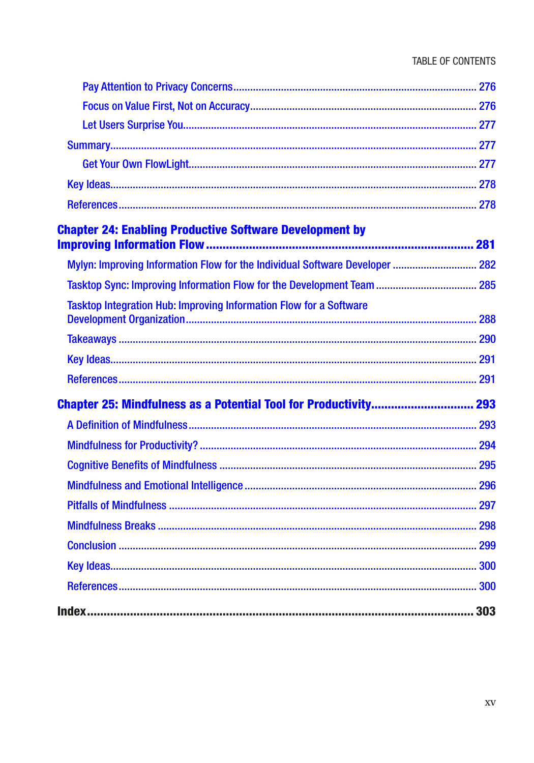- Pay Attention to Privacy Concerns....................................................276
- Focus on Value First, Not on Accuracy.................................................276
- Let Users Surprise You..............................................................277

Summary...................................................................................277

- Get Your Own FlowLight..............................................................277

Key Ideas.................................................................................278

References................................................................................278

**Chapter 24: Enabling Productive Software Development by Improving Information Flow ............................................................................. 281**

Mylyn: Improving Information Flow for the Individual Software Developer .............................. 282

Tasktop Sync: Improving Information Flow for the Development Team ................................... 285

Tasktop Integration Hub: Improving Information Flow for a Software Development Organization.............................................................................288

Takeaways ................................................................................290

Key Ideas.................................................................................291

References................................................................................291

**Chapter 25: Mindfulness as a Potential Tool for Productivity.............................. 293**

A Definition of Mindfulness...............................................................293

Mindfulness for Productivity? ............................................................294

Cognitive Benefits of Mindfulness ........................................................295

Mindfulness and Emotional Intelligence ...................................................296

Pitfalls of Mindfulness ..................................................................297

Mindfulness Breaks .......................................................................298

Conclusion ...............................................................................299

Key Ideas.................................................................................300

References................................................................................300

**Index.................................................................................... 303**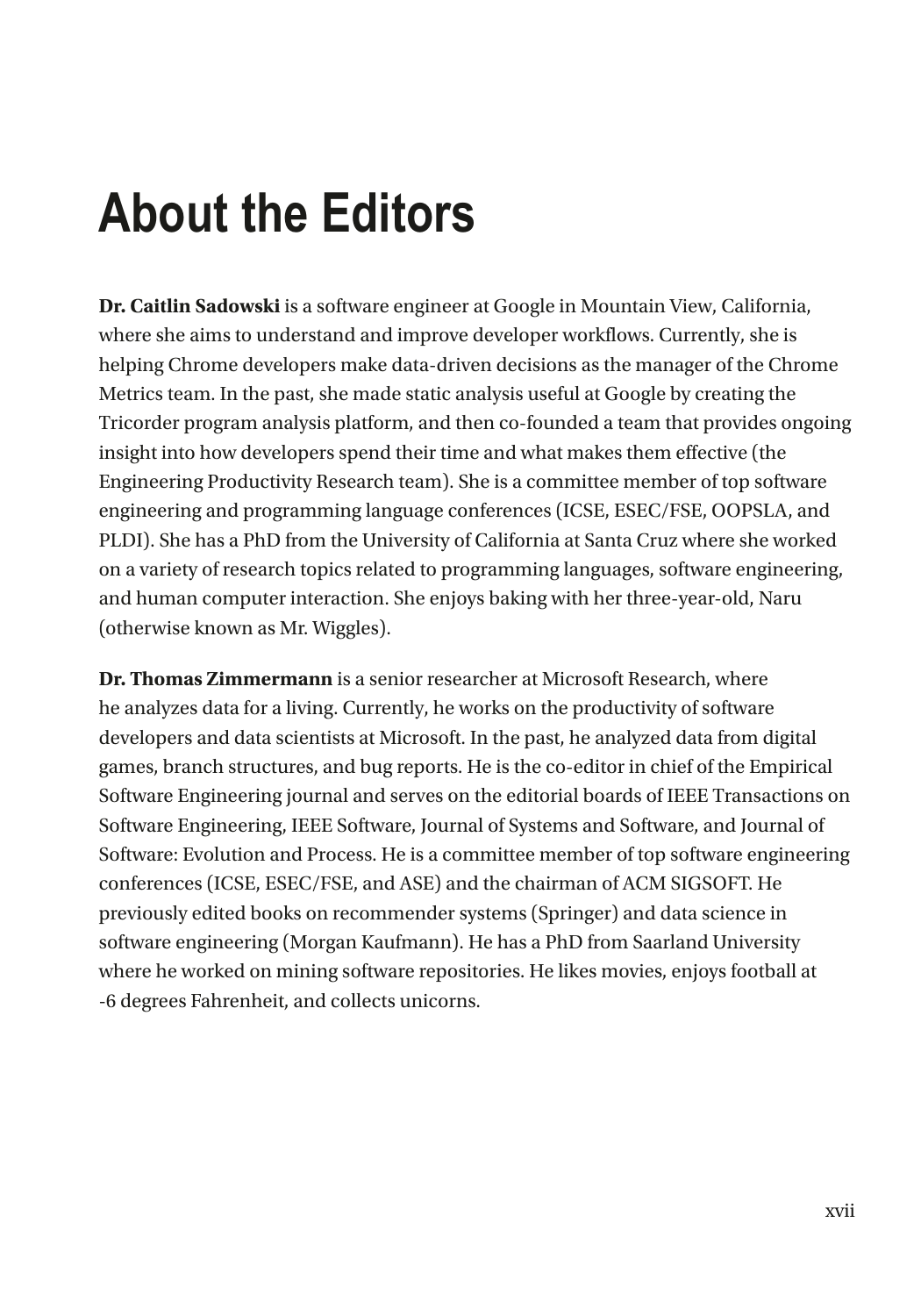# About the Editors

**Dr. Caitlin Sadowski** is a software engineer at Google in Mountain View, California, where she aims to understand and improve developer workflows. Currently, she is helping Chrome developers make data-driven decisions as the manager of the Chrome Metrics team. In the past, she made static analysis useful at Google by creating the Tricorder program analysis platform, and then co-founded a team that provides ongoing insight into how developers spend their time and what makes them effective (the Engineering Productivity Research team). She is a committee member of top software engineering and programming language conferences (ICSE, ESEC/FSE, OOPSLA, and PLDI). She has a PhD from the University of California at Santa Cruz where she worked on a variety of research topics related to programming languages, software engineering, and human computer interaction. She enjoys baking with her three-year-old, Naru (otherwise known as Mr. Wiggles).

**Dr. Thomas Zimmermann** is a senior researcher at Microsoft Research, where he analyzes data for a living. Currently, he works on the productivity of software developers and data scientists at Microsoft. In the past, he analyzed data from digital games, branch structures, and bug reports. He is the co-editor in chief of the Empirical Software Engineering journal and serves on the editorial boards of IEEE Transactions on Software Engineering, IEEE Software, Journal of Systems and Software, and Journal of Software: Evolution and Process. He is a committee member of top software engineering conferences (ICSE, ESEC/FSE, and ASE) and the chairman of ACM SIGSOFT. He previously edited books on recommender systems (Springer) and data science in software engineering (Morgan Kaufmann). He has a PhD from Saarland University where he worked on mining software repositories. He likes movies, enjoys football at -6 degrees Fahrenheit, and collects unicorns.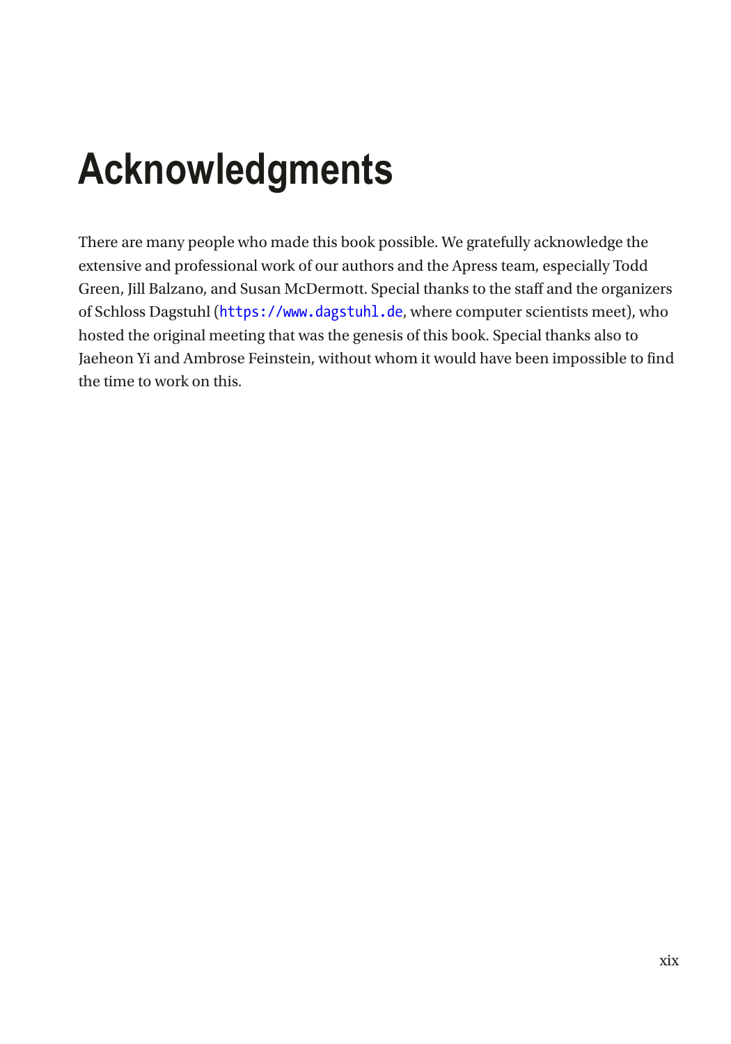# Acknowledgments

There are many people who made this book possible. We gratefully acknowledge the extensive and professional work of our authors and the Apress team, especially Todd Green, Jill Balzano, and Susan McDermott. Special thanks to the staff and the organizers of Schloss Dagstuhl (`https://www.dagstuhl.de`, where computer scientists meet), who hosted the original meeting that was the genesis of this book. Special thanks also to Jaeheon Yi and Ambrose Feinstein, without whom it would have been impossible to find the time to work on this.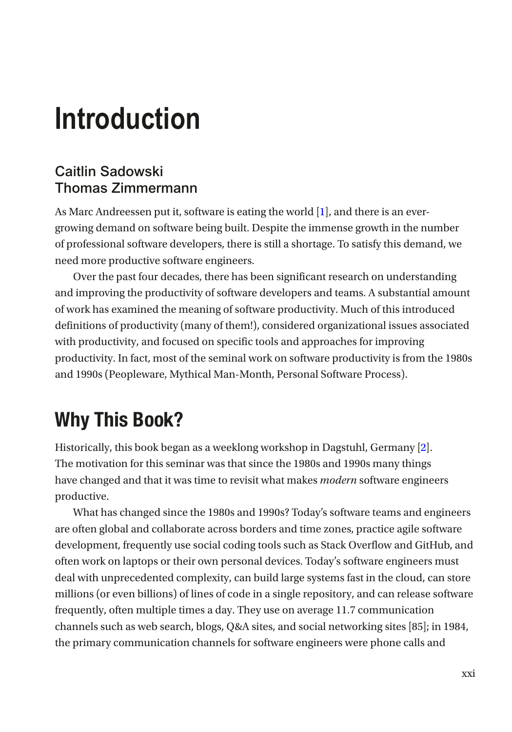# Introduction

**Caitlin Sadowski**
**Thomas Zimmermann**

As Marc Andreessen put it, software is eating the world [1], and there is an ever-growing demand on software being built. Despite the immense growth in the number of professional software developers, there is still a shortage. To satisfy this demand, we need more productive software engineers.

Over the past four decades, there has been significant research on understanding and improving the productivity of software developers and teams. A substantial amount of work has examined the meaning of software productivity. Much of this introduced definitions of productivity (many of them!), considered organizational issues associated with productivity, and focused on specific tools and approaches for improving productivity. In fact, most of the seminal work on software productivity is from the 1980s and 1990s (Peopleware, Mythical Man-Month, Personal Software Process).

## Why This Book?

Historically, this book began as a weeklong workshop in Dagstuhl, Germany [2]. The motivation for this seminar was that since the 1980s and 1990s many things have changed and that it was time to revisit what makes *modern* software engineers productive.

What has changed since the 1980s and 1990s? Today's software teams and engineers are often global and collaborate across borders and time zones, practice agile software development, frequently use social coding tools such as Stack Overflow and GitHub, and often work on laptops or their own personal devices. Today's software engineers must deal with unprecedented complexity, can build large systems fast in the cloud, can store millions (or even billions) of lines of code in a single repository, and can release software frequently, often multiple times a day. They use on average 11.7 communication channels such as web search, blogs, Q&A sites, and social networking sites [85]; in 1984, the primary communication channels for software engineers were phone calls and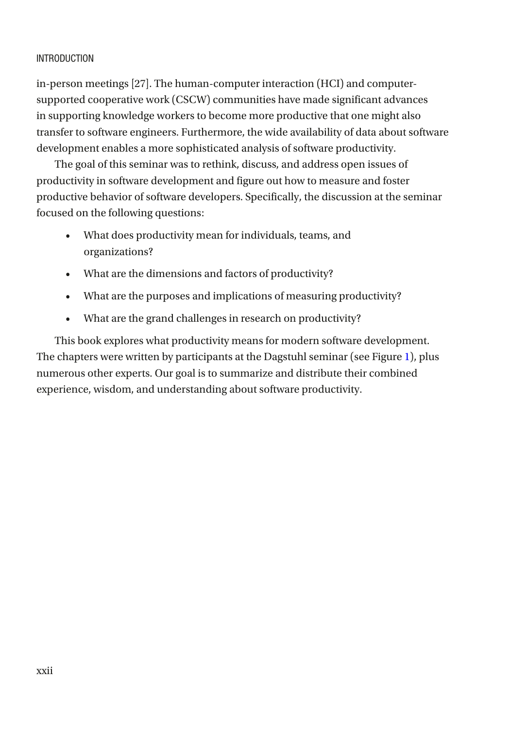in-person meetings [27]. The human-computer interaction (HCI) and computer-supported cooperative work (CSCW) communities have made significant advances in supporting knowledge workers to become more productive that one might also transfer to software engineers. Furthermore, the wide availability of data about software development enables a more sophisticated analysis of software productivity.

The goal of this seminar was to rethink, discuss, and address open issues of productivity in software development and figure out how to measure and foster productive behavior of software developers. Specifically, the discussion at the seminar focused on the following questions:

- What does productivity mean for individuals, teams, and organizations?
- What are the dimensions and factors of productivity?
- What are the purposes and implications of measuring productivity?
- What are the grand challenges in research on productivity?

This book explores what productivity means for modern software development. The chapters were written by participants at the Dagstuhl seminar (see Figure 1), plus numerous other experts. Our goal is to summarize and distribute their combined experience, wisdom, and understanding about software productivity.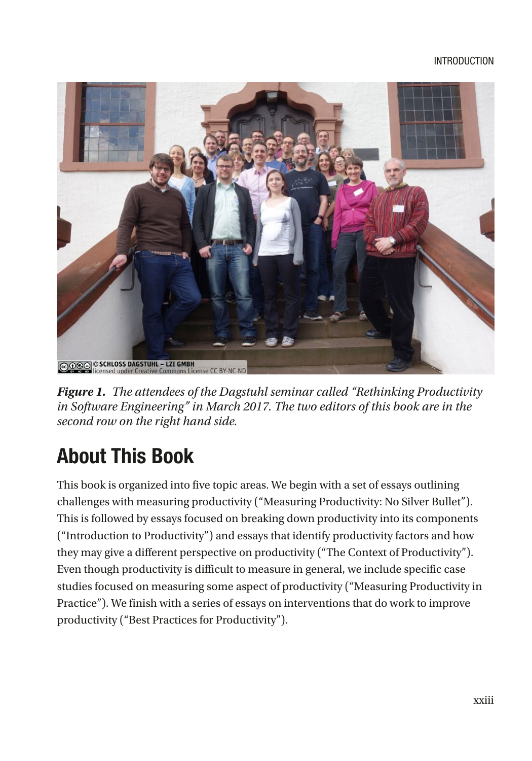*Figure 1.* *The attendees of the Dagstuhl seminar called "Rethinking Productivity in Software Engineering" in March 2017. The two editors of this book are in the second row on the right hand side.*

## About This Book

This book is organized into five topic areas. We begin with a set of essays outlining challenges with measuring productivity ("Measuring Productivity: No Silver Bullet"). This is followed by essays focused on breaking down productivity into its components ("Introduction to Productivity") and essays that identify productivity factors and how they may give a different perspective on productivity ("The Context of Productivity"). Even though productivity is difficult to measure in general, we include specific case studies focused on measuring some aspect of productivity ("Measuring Productivity in Practice"). We finish with a series of essays on interventions that do work to improve productivity ("Best Practices for Productivity").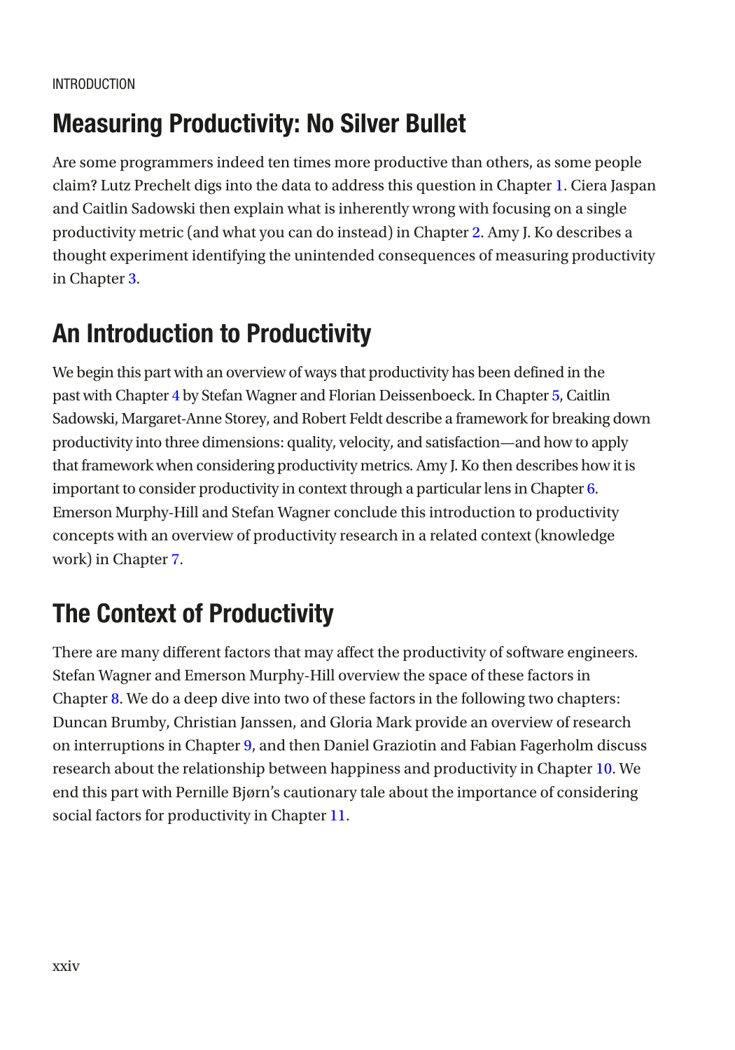INTRODUCTION

## Measuring Productivity: No Silver Bullet

Are some programmers indeed ten times more productive than others, as some people claim? Lutz Prechelt digs into the data to address this question in Chapter 1. Ciera Jaspan and Caitlin Sadowski then explain what is inherently wrong with focusing on a single productivity metric (and what you can do instead) in Chapter 2. Amy J. Ko describes a thought experiment identifying the unintended consequences of measuring productivity in Chapter 3.

## An Introduction to Productivity

We begin this part with an overview of ways that productivity has been defined in the past with Chapter 4 by Stefan Wagner and Florian Deissenboeck. In Chapter 5, Caitlin Sadowski, Margaret-Anne Storey, and Robert Feldt describe a framework for breaking down productivity into three dimensions: quality, velocity, and satisfaction—and how to apply that framework when considering productivity metrics. Amy J. Ko then describes how it is important to consider productivity in context through a particular lens in Chapter 6. Emerson Murphy-Hill and Stefan Wagner conclude this introduction to productivity concepts with an overview of productivity research in a related context (knowledge work) in Chapter 7.

## The Context of Productivity

There are many different factors that may affect the productivity of software engineers. Stefan Wagner and Emerson Murphy-Hill overview the space of these factors in Chapter 8. We do a deep dive into two of these factors in the following two chapters: Duncan Brumby, Christian Janssen, and Gloria Mark provide an overview of research on interruptions in Chapter 9, and then Daniel Graziotin and Fabian Fagerholm discuss research about the relationship between happiness and productivity in Chapter 10. We end this part with Pernille Bjørn's cautionary tale about the importance of considering social factors for productivity in Chapter 11.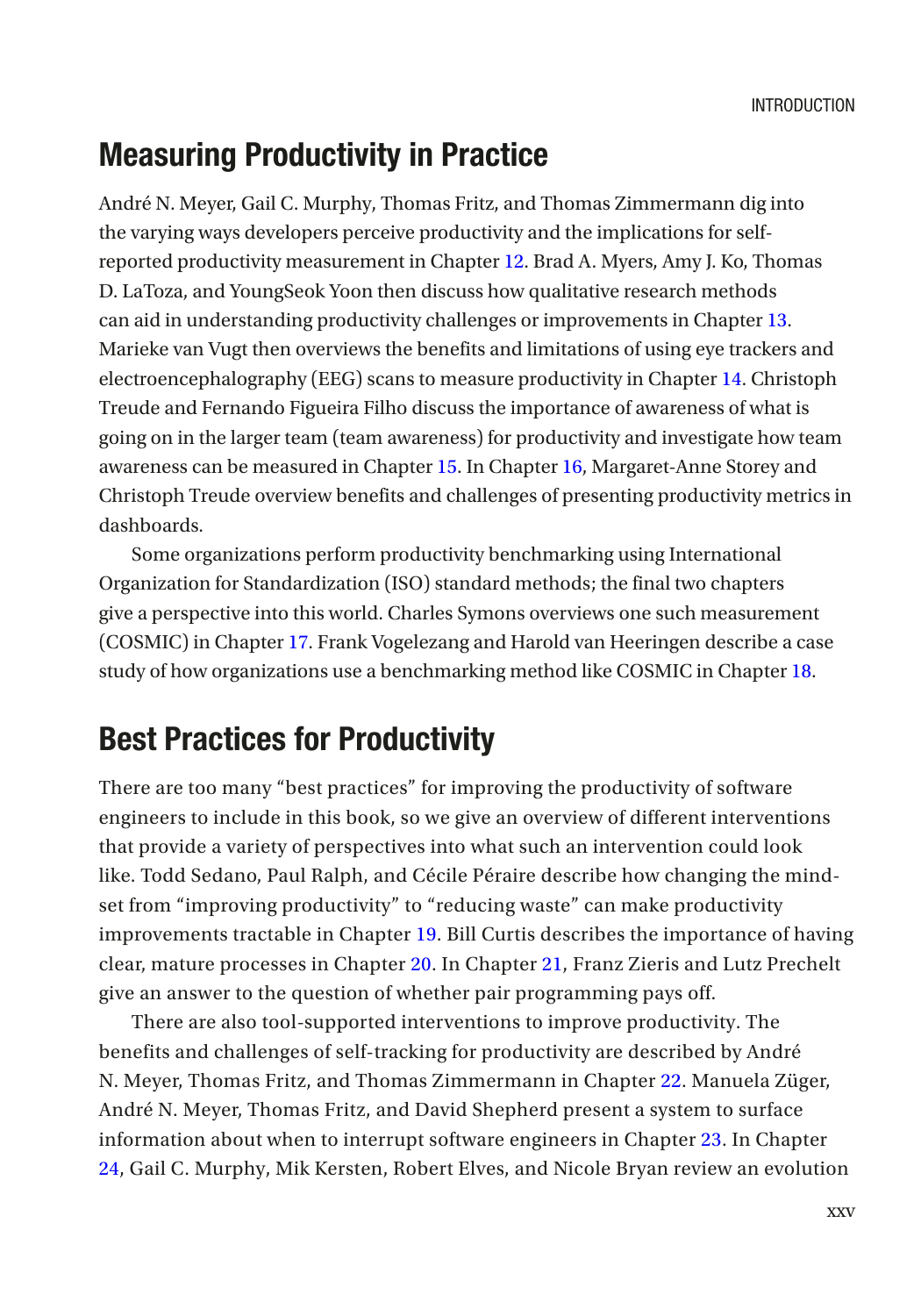## Measuring Productivity in Practice

André N. Meyer, Gail C. Murphy, Thomas Fritz, and Thomas Zimmermann dig into the varying ways developers perceive productivity and the implications for self-reported productivity measurement in Chapter 12. Brad A. Myers, Amy J. Ko, Thomas D. LaToza, and YoungSeok Yoon then discuss how qualitative research methods can aid in understanding productivity challenges or improvements in Chapter 13. Marieke van Vugt then overviews the benefits and limitations of using eye trackers and electroencephalography (EEG) scans to measure productivity in Chapter 14. Christoph Treude and Fernando Figueira Filho discuss the importance of awareness of what is going on in the larger team (team awareness) for productivity and investigate how team awareness can be measured in Chapter 15. In Chapter 16, Margaret-Anne Storey and Christoph Treude overview benefits and challenges of presenting productivity metrics in dashboards.

Some organizations perform productivity benchmarking using International Organization for Standardization (ISO) standard methods; the final two chapters give a perspective into this world. Charles Symons overviews one such measurement (COSMIC) in Chapter 17. Frank Vogelezang and Harold van Heeringen describe a case study of how organizations use a benchmarking method like COSMIC in Chapter 18.

## Best Practices for Productivity

There are too many "best practices" for improving the productivity of software engineers to include in this book, so we give an overview of different interventions that provide a variety of perspectives into what such an intervention could look like. Todd Sedano, Paul Ralph, and Cécile Péraire describe how changing the mindset from "improving productivity" to "reducing waste" can make productivity improvements tractable in Chapter 19. Bill Curtis describes the importance of having clear, mature processes in Chapter 20. In Chapter 21, Franz Zieris and Lutz Prechelt give an answer to the question of whether pair programming pays off.

There are also tool-supported interventions to improve productivity. The benefits and challenges of self-tracking for productivity are described by André N. Meyer, Thomas Fritz, and Thomas Zimmermann in Chapter 22. Manuela Züger, André N. Meyer, Thomas Fritz, and David Shepherd present a system to surface information about when to interrupt software engineers in Chapter 23. In Chapter 24, Gail C. Murphy, Mik Kersten, Robert Elves, and Nicole Bryan review an evolution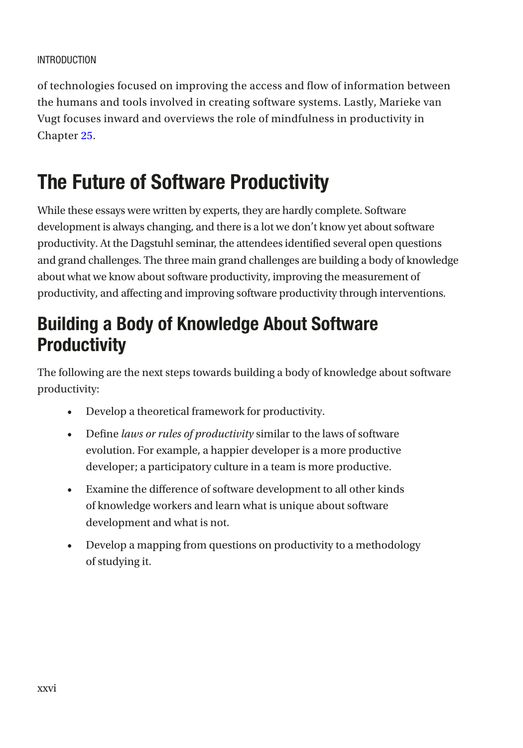of technologies focused on improving the access and flow of information between the humans and tools involved in creating software systems. Lastly, Marieke van Vugt focuses inward and overviews the role of mindfulness in productivity in Chapter 25.

## The Future of Software Productivity

While these essays were written by experts, they are hardly complete. Software development is always changing, and there is a lot we don't know yet about software productivity. At the Dagstuhl seminar, the attendees identified several open questions and grand challenges. The three main grand challenges are building a body of knowledge about what we know about software productivity, improving the measurement of productivity, and affecting and improving software productivity through interventions.

### Building a Body of Knowledge About Software Productivity

The following are the next steps towards building a body of knowledge about software productivity:

- Develop a theoretical framework for productivity.
- Define *laws or rules of productivity* similar to the laws of software evolution. For example, a happier developer is a more productive developer; a participatory culture in a team is more productive.
- Examine the difference of software development to all other kinds of knowledge workers and learn what is unique about software development and what is not.
- Develop a mapping from questions on productivity to a methodology of studying it.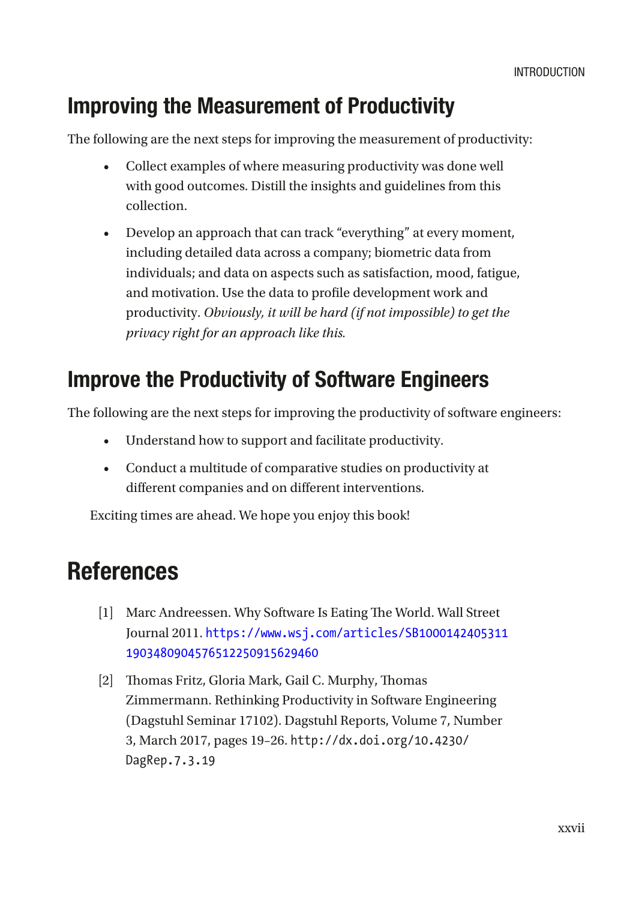## Improving the Measurement of Productivity

The following are the next steps for improving the measurement of productivity:

- Collect examples of where measuring productivity was done well with good outcomes. Distill the insights and guidelines from this collection.
- Develop an approach that can track "everything" at every moment, including detailed data across a company; biometric data from individuals; and data on aspects such as satisfaction, mood, fatigue, and motivation. Use the data to profile development work and productivity. *Obviously, it will be hard (if not impossible) to get the privacy right for an approach like this.*

## Improve the Productivity of Software Engineers

The following are the next steps for improving the productivity of software engineers:

- Understand how to support and facilitate productivity.
- Conduct a multitude of comparative studies on productivity at different companies and on different interventions.

Exciting times are ahead. We hope you enjoy this book!

## References

[1] Marc Andreessen. Why Software Is Eating The World. Wall Street Journal 2011. https://www.wsj.com/articles/SB10001424053111903480904576512250915629460

[2] Thomas Fritz, Gloria Mark, Gail C. Murphy, Thomas Zimmermann. Rethinking Productivity in Software Engineering (Dagstuhl Seminar 17102). Dagstuhl Reports, Volume 7, Number 3, March 2017, pages 19–26. http://dx.doi.org/10.4230/DagRep.7.3.19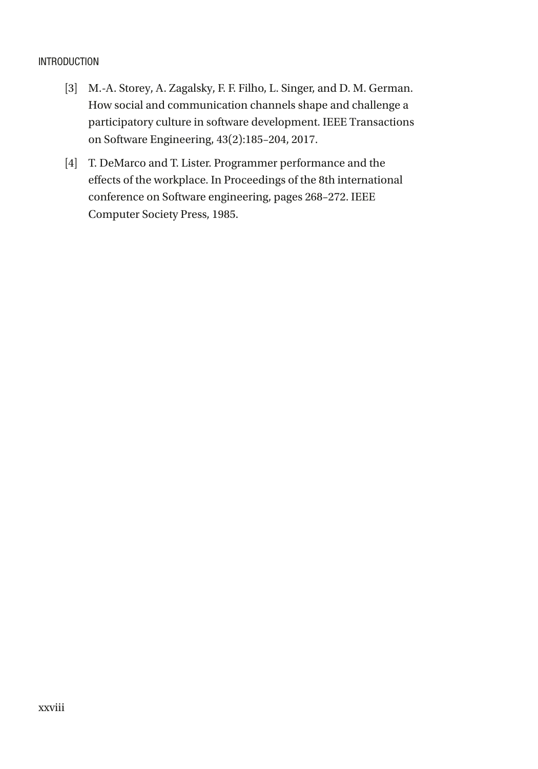[3] M.-A. Storey, A. Zagalsky, F. F. Filho, L. Singer, and D. M. German. How social and communication channels shape and challenge a participatory culture in software development. IEEE Transactions on Software Engineering, 43(2):185–204, 2017.

[4] T. DeMarco and T. Lister. Programmer performance and the effects of the workplace. In Proceedings of the 8th international conference on Software engineering, pages 268–272. IEEE Computer Society Press, 1985.